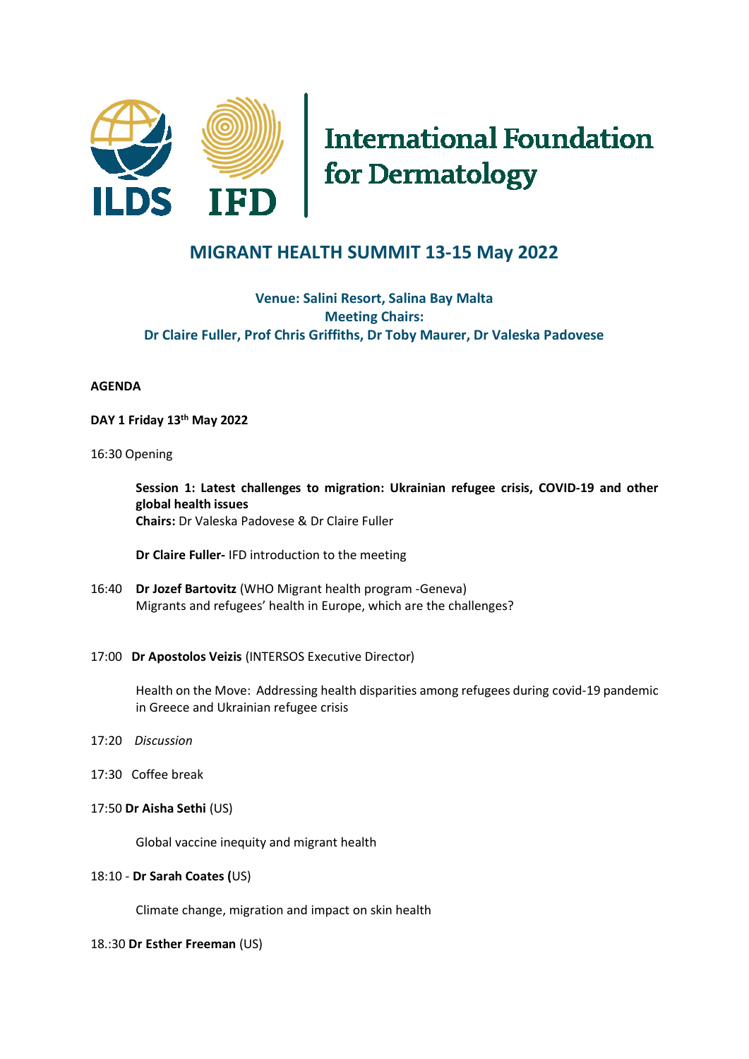ILDS IFD | International Foundation for Dermatology

# MIGRANT HEALTH SUMMIT 13-15 May 2022

**Venue: Salini Resort, Salina Bay Malta**
**Meeting Chairs:**
**Dr Claire Fuller, Prof Chris Griffiths, Dr Toby Maurer, Dr Valeska Padovese**

**AGENDA**

**DAY 1 Friday 13th May 2022**

16:30 Opening

**Session 1: Latest challenges to migration: Ukrainian refugee crisis, COVID-19 and other global health issues**
**Chairs:** Dr Valeska Padovese & Dr Claire Fuller

**Dr Claire Fuller-** IFD introduction to the meeting

16:40 **Dr Jozef Bartovitz** (WHO Migrant health program -Geneva)
Migrants and refugees' health in Europe, which are the challenges?

17:00 **Dr Apostolos Veizis** (INTERSOS Executive Director)

Health on the Move: Addressing health disparities among refugees during covid-19 pandemic in Greece and Ukrainian refugee crisis

17:20 *Discussion*

17:30 Coffee break

17:50 **Dr Aisha Sethi** (US)

Global vaccine inequity and migrant health

18:10 - **Dr Sarah Coates (**US)

Climate change, migration and impact on skin health

18.:30 **Dr Esther Freeman** (US)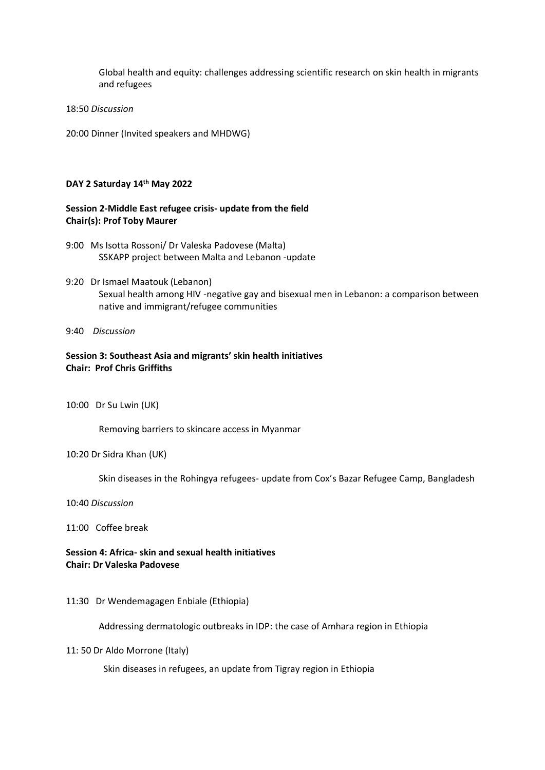Global health and equity: challenges addressing scientific research on skin health in migrants and refugees

18:50 *Discussion*

20:00 Dinner (Invited speakers and MHDWG)

**DAY 2 Saturday 14th May 2022**

**Session 2-Middle East refugee crisis- update from the field**
**Chair(s): Prof Toby Maurer**

9:00 Ms Isotta Rossoni/ Dr Valeska Padovese (Malta)
SSKAPP project between Malta and Lebanon -update

9:20 Dr Ismael Maatouk (Lebanon)
Sexual health among HIV -negative gay and bisexual men in Lebanon: a comparison between native and immigrant/refugee communities

9:40 *Discussion*

**Session 3: Southeast Asia and migrants' skin health initiatives**
**Chair: Prof Chris Griffiths**

10:00 Dr Su Lwin (UK)

Removing barriers to skincare access in Myanmar

10:20 Dr Sidra Khan (UK)

Skin diseases in the Rohingya refugees- update from Cox's Bazar Refugee Camp, Bangladesh

10:40 *Discussion*

11:00 Coffee break

**Session 4: Africa- skin and sexual health initiatives**
**Chair: Dr Valeska Padovese**

11:30 Dr Wendemagagen Enbiale (Ethiopia)

Addressing dermatologic outbreaks in IDP: the case of Amhara region in Ethiopia

11: 50 Dr Aldo Morrone (Italy)

Skin diseases in refugees, an update from Tigray region in Ethiopia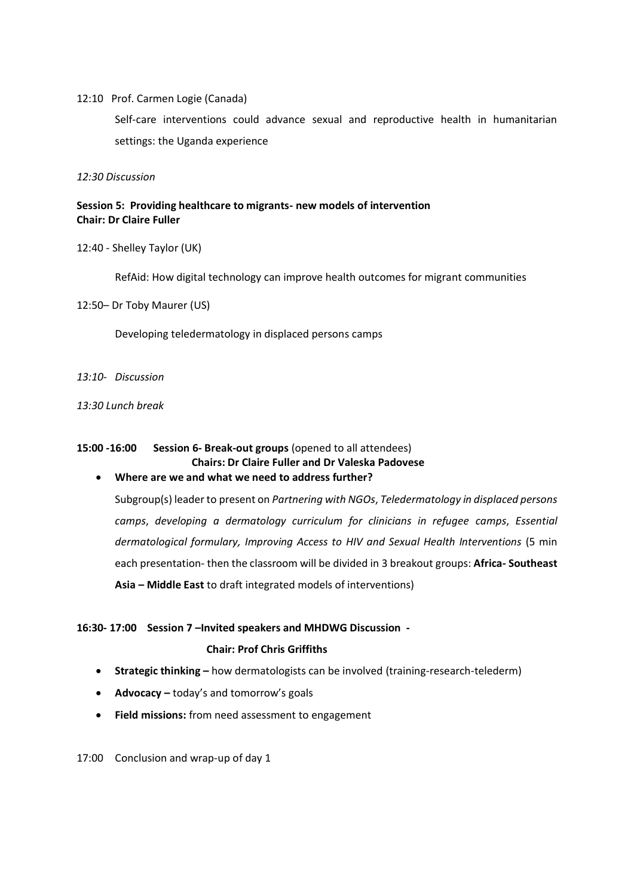12:10 Prof. Carmen Logie (Canada)

Self-care interventions could advance sexual and reproductive health in humanitarian settings: the Uganda experience

*12:30 Discussion*

**Session 5: Providing healthcare to migrants- new models of intervention**
**Chair: Dr Claire Fuller**

12:40 - Shelley Taylor (UK)

RefAid: How digital technology can improve health outcomes for migrant communities

12:50– Dr Toby Maurer (US)

Developing teledermatology in displaced persons camps

*13:10- Discussion*

*13:30 Lunch break*

**15:00 -16:00 Session 6- Break-out groups** (opened to all attendees)
**Chairs: Dr Claire Fuller and Dr Valeska Padovese**

- **Where are we and what we need to address further?**

  Subgroup(s) leader to present on *Partnering with NGOs*, *Teledermatology in displaced persons camps*, *developing a dermatology curriculum for clinicians in refugee camps*, *Essential dermatological formulary, Improving Access to HIV and Sexual Health Interventions* (5 min each presentation- then the classroom will be divided in 3 breakout groups: **Africa- Southeast Asia – Middle East** to draft integrated models of interventions)

**16:30- 17:00 Session 7 –Invited speakers and MHDWG Discussion -**

**Chair: Prof Chris Griffiths**

- **Strategic thinking –** how dermatologists can be involved (training-research-telederm)
- **Advocacy –** today's and tomorrow's goals
- **Field missions:** from need assessment to engagement

17:00 Conclusion and wrap-up of day 1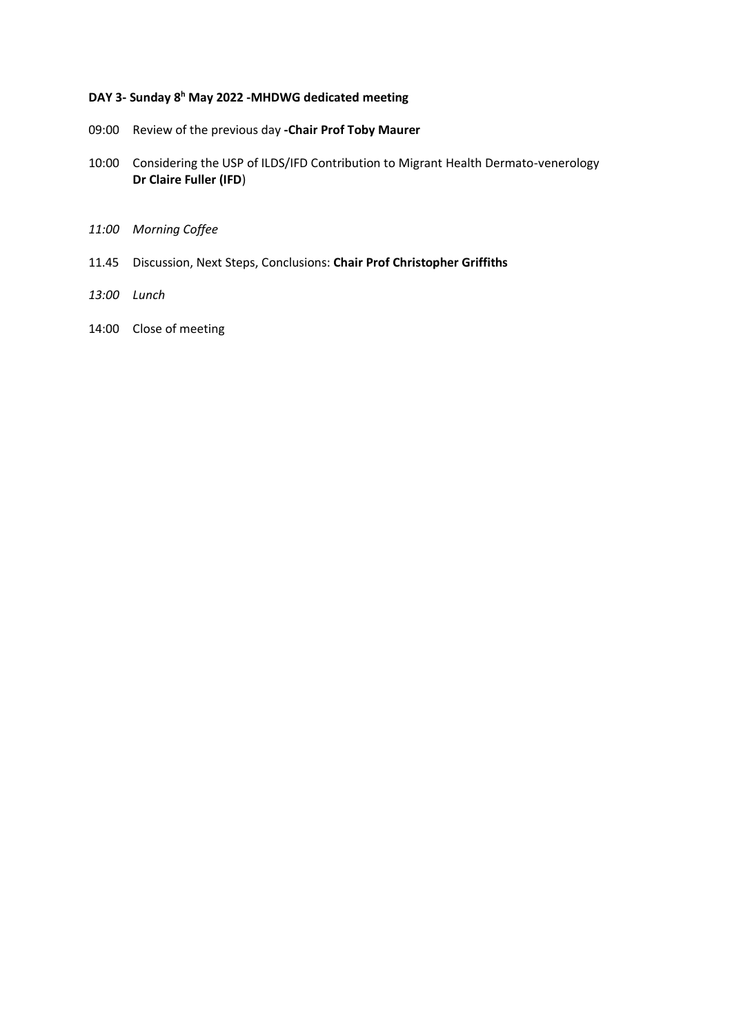**DAY 3- Sunday 8h May 2022 -MHDWG dedicated meeting**

09:00 Review of the previous day **-Chair Prof Toby Maurer**

10:00 Considering the USP of ILDS/IFD Contribution to Migrant Health Dermato-venerology **Dr Claire Fuller (IFD**)

*11:00 Morning Coffee*

11.45 Discussion, Next Steps, Conclusions: **Chair Prof Christopher Griffiths**

*13:00 Lunch*

14:00 Close of meeting